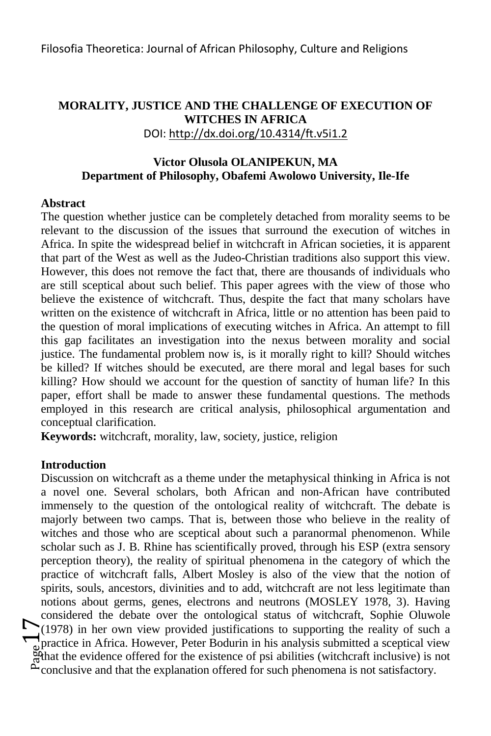## MORALITY, JUSTICE AND THE CHALLENGE OF EXECUTION OF WITCHES IN AFRICA

DOI: http://dx.doi.org/10.4314/ft.v5i1.2

**Victor Olusola OLANIPEKUN, MA**
**Department of Philosophy, Obafemi Awolowo University, Ile-Ife**

### Abstract

The question whether justice can be completely detached from morality seems to be relevant to the discussion of the issues that surround the execution of witches in Africa. In spite the widespread belief in witchcraft in African societies, it is apparent that part of the West as well as the Judeo-Christian traditions also support this view. However, this does not remove the fact that, there are thousands of individuals who are still sceptical about such belief. This paper agrees with the view of those who believe the existence of witchcraft. Thus, despite the fact that many scholars have written on the existence of witchcraft in Africa, little or no attention has been paid to the question of moral implications of executing witches in Africa. An attempt to fill this gap facilitates an investigation into the nexus between morality and social justice. The fundamental problem now is, is it morally right to kill? Should witches be killed? If witches should be executed, are there moral and legal bases for such killing? How should we account for the question of sanctity of human life? In this paper, effort shall be made to answer these fundamental questions. The methods employed in this research are critical analysis, philosophical argumentation and conceptual clarification.

**Keywords:** witchcraft, morality, law, society, justice, religion

### Introduction

Discussion on witchcraft as a theme under the metaphysical thinking in Africa is not a novel one. Several scholars, both African and non-African have contributed immensely to the question of the ontological reality of witchcraft. The debate is majorly between two camps. That is, between those who believe in the reality of witches and those who are sceptical about such a paranormal phenomenon. While scholar such as J. B. Rhine has scientifically proved, through his ESP (extra sensory perception theory), the reality of spiritual phenomena in the category of which the practice of witchcraft falls, Albert Mosley is also of the view that the notion of spirits, souls, ancestors, divinities and to add, witchcraft are not less legitimate than notions about germs, genes, electrons and neutrons (MOSLEY 1978, 3). Having considered the debate over the ontological status of witchcraft, Sophie Oluwole (1978) in her own view provided justifications to supporting the reality of such a practice in Africa. However, Peter Bodurin in his analysis submitted a sceptical view that the evidence offered for the existence of psi abilities (witchcraft inclusive) is not conclusive and that the explanation offered for such phenomena is not satisfactory.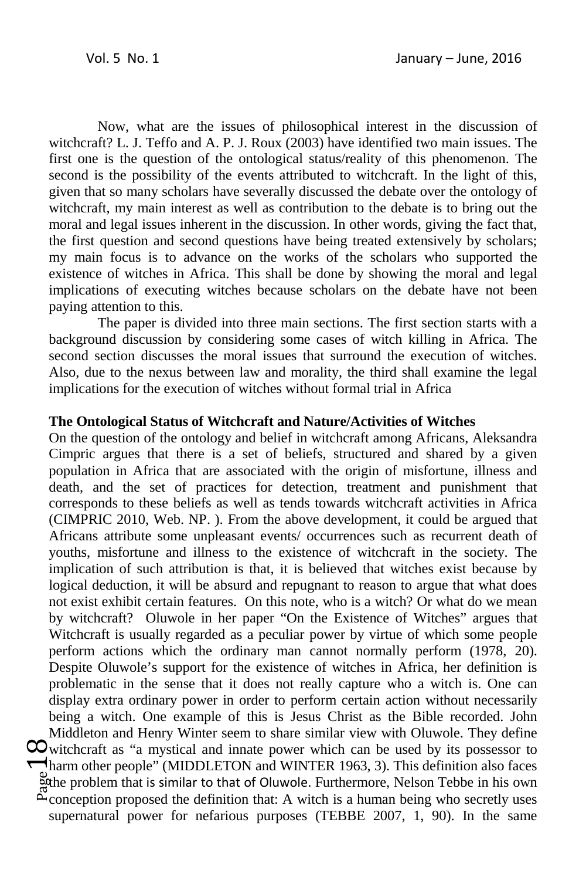Now, what are the issues of philosophical interest in the discussion of witchcraft? L. J. Teffo and A. P. J. Roux (2003) have identified two main issues. The first one is the question of the ontological status/reality of this phenomenon. The second is the possibility of the events attributed to witchcraft. In the light of this, given that so many scholars have severally discussed the debate over the ontology of witchcraft, my main interest as well as contribution to the debate is to bring out the moral and legal issues inherent in the discussion. In other words, giving the fact that, the first question and second questions have being treated extensively by scholars; my main focus is to advance on the works of the scholars who supported the existence of witches in Africa. This shall be done by showing the moral and legal implications of executing witches because scholars on the debate have not been paying attention to this.

The paper is divided into three main sections. The first section starts with a background discussion by considering some cases of witch killing in Africa. The second section discusses the moral issues that surround the execution of witches. Also, due to the nexus between law and morality, the third shall examine the legal implications for the execution of witches without formal trial in Africa

**The Ontological Status of Witchcraft and Nature/Activities of Witches**

On the question of the ontology and belief in witchcraft among Africans, Aleksandra Cimpric argues that there is a set of beliefs, structured and shared by a given population in Africa that are associated with the origin of misfortune, illness and death, and the set of practices for detection, treatment and punishment that corresponds to these beliefs as well as tends towards witchcraft activities in Africa (CIMPRIC 2010, Web. NP. ). From the above development, it could be argued that Africans attribute some unpleasant events/ occurrences such as recurrent death of youths, misfortune and illness to the existence of witchcraft in the society. The implication of such attribution is that, it is believed that witches exist because by logical deduction, it will be absurd and repugnant to reason to argue that what does not exist exhibit certain features. On this note, who is a witch? Or what do we mean by witchcraft? Oluwole in her paper "On the Existence of Witches" argues that Witchcraft is usually regarded as a peculiar power by virtue of which some people perform actions which the ordinary man cannot normally perform (1978, 20). Despite Oluwole's support for the existence of witches in Africa, her definition is problematic in the sense that it does not really capture who a witch is. One can display extra ordinary power in order to perform certain action without necessarily being a witch. One example of this is Jesus Christ as the Bible recorded. John Middleton and Henry Winter seem to share similar view with Oluwole. They define witchcraft as "a mystical and innate power which can be used by its possessor to harm other people" (MIDDLETON and WINTER 1963, 3). This definition also faces the problem that is similar to that of Oluwole. Furthermore, Nelson Tebbe in his own conception proposed the definition that: A witch is a human being who secretly uses supernatural power for nefarious purposes (TEBBE 2007, 1, 90). In the same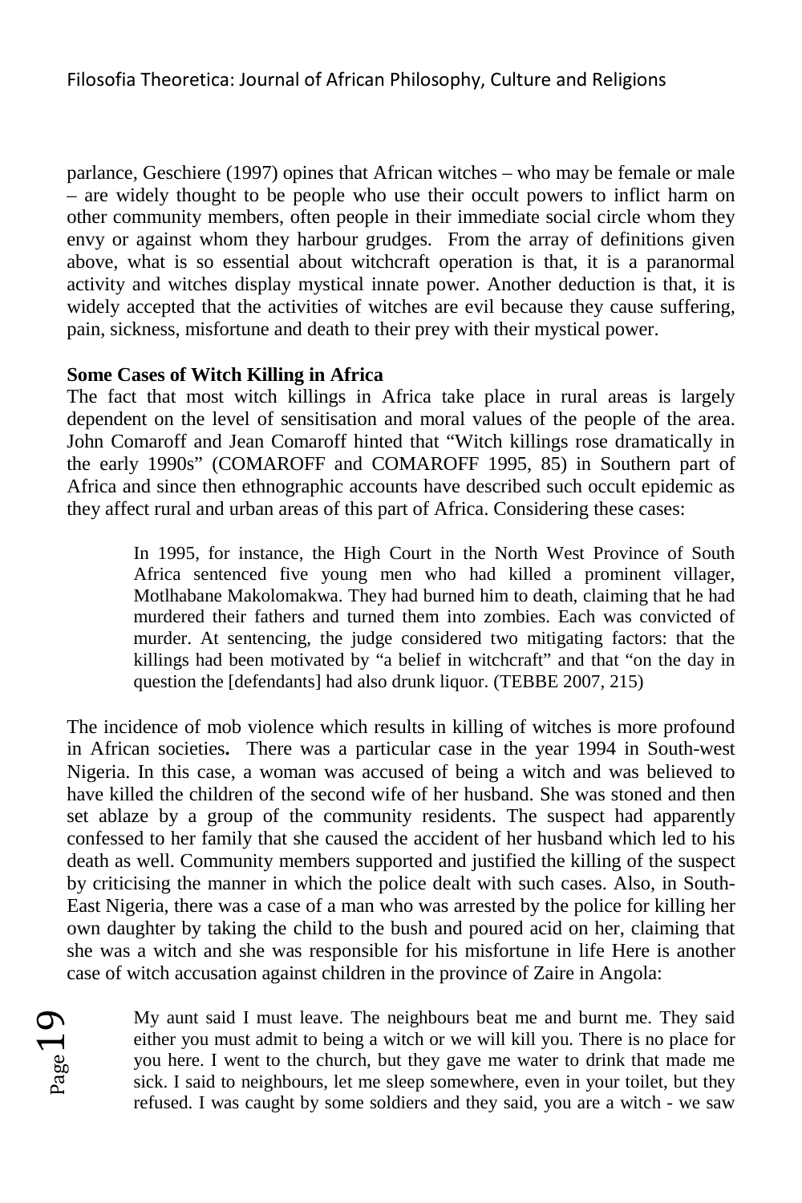parlance, Geschiere (1997) opines that African witches – who may be female or male – are widely thought to be people who use their occult powers to inflict harm on other community members, often people in their immediate social circle whom they envy or against whom they harbour grudges. From the array of definitions given above, what is so essential about witchcraft operation is that, it is a paranormal activity and witches display mystical innate power. Another deduction is that, it is widely accepted that the activities of witches are evil because they cause suffering, pain, sickness, misfortune and death to their prey with their mystical power.

**Some Cases of Witch Killing in Africa**

The fact that most witch killings in Africa take place in rural areas is largely dependent on the level of sensitisation and moral values of the people of the area. John Comaroff and Jean Comaroff hinted that "Witch killings rose dramatically in the early 1990s" (COMAROFF and COMAROFF 1995, 85) in Southern part of Africa and since then ethnographic accounts have described such occult epidemic as they affect rural and urban areas of this part of Africa. Considering these cases:

> In 1995, for instance, the High Court in the North West Province of South Africa sentenced five young men who had killed a prominent villager, Motlhabane Makolomakwa. They had burned him to death, claiming that he had murdered their fathers and turned them into zombies. Each was convicted of murder. At sentencing, the judge considered two mitigating factors: that the killings had been motivated by "a belief in witchcraft" and that "on the day in question the [defendants] had also drunk liquor. (TEBBE 2007, 215)

The incidence of mob violence which results in killing of witches is more profound in African societies**.** There was a particular case in the year 1994 in South-west Nigeria. In this case, a woman was accused of being a witch and was believed to have killed the children of the second wife of her husband. She was stoned and then set ablaze by a group of the community residents. The suspect had apparently confessed to her family that she caused the accident of her husband which led to his death as well. Community members supported and justified the killing of the suspect by criticising the manner in which the police dealt with such cases. Also, in South-East Nigeria, there was a case of a man who was arrested by the police for killing her own daughter by taking the child to the bush and poured acid on her, claiming that she was a witch and she was responsible for his misfortune in life Here is another case of witch accusation against children in the province of Zaire in Angola:

> My aunt said I must leave. The neighbours beat me and burnt me. They said either you must admit to being a witch or we will kill you. There is no place for you here. I went to the church, but they gave me water to drink that made me sick. I said to neighbours, let me sleep somewhere, even in your toilet, but they refused. I was caught by some soldiers and they said, you are a witch - we saw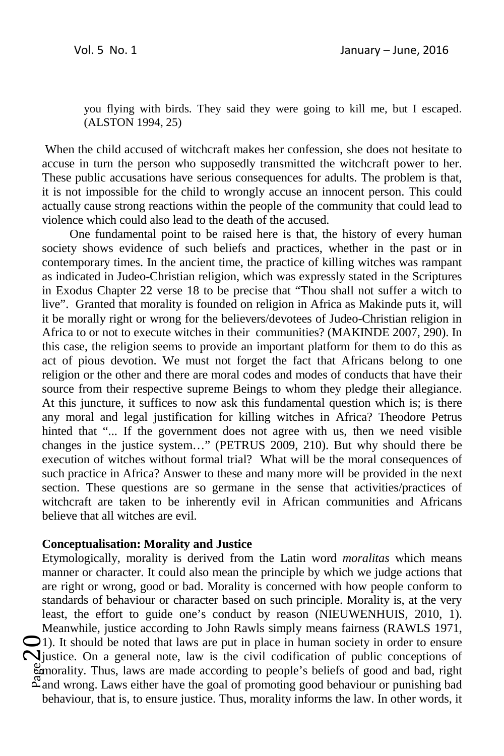you flying with birds. They said they were going to kill me, but I escaped. (ALSTON 1994, 25)

When the child accused of witchcraft makes her confession, she does not hesitate to accuse in turn the person who supposedly transmitted the witchcraft power to her. These public accusations have serious consequences for adults. The problem is that, it is not impossible for the child to wrongly accuse an innocent person. This could actually cause strong reactions within the people of the community that could lead to violence which could also lead to the death of the accused.

One fundamental point to be raised here is that, the history of every human society shows evidence of such beliefs and practices, whether in the past or in contemporary times. In the ancient time, the practice of killing witches was rampant as indicated in Judeo-Christian religion, which was expressly stated in the Scriptures in Exodus Chapter 22 verse 18 to be precise that "Thou shall not suffer a witch to live". Granted that morality is founded on religion in Africa as Makinde puts it, will it be morally right or wrong for the believers/devotees of Judeo-Christian religion in Africa to or not to execute witches in their communities? (MAKINDE 2007, 290). In this case, the religion seems to provide an important platform for them to do this as act of pious devotion. We must not forget the fact that Africans belong to one religion or the other and there are moral codes and modes of conducts that have their source from their respective supreme Beings to whom they pledge their allegiance. At this juncture, it suffices to now ask this fundamental question which is; is there any moral and legal justification for killing witches in Africa? Theodore Petrus hinted that "... If the government does not agree with us, then we need visible changes in the justice system…" (PETRUS 2009, 210). But why should there be execution of witches without formal trial? What will be the moral consequences of such practice in Africa? Answer to these and many more will be provided in the next section. These questions are so germane in the sense that activities/practices of witchcraft are taken to be inherently evil in African communities and Africans believe that all witches are evil.

**Conceptualisation: Morality and Justice**

Etymologically, morality is derived from the Latin word *moralitas* which means manner or character. It could also mean the principle by which we judge actions that are right or wrong, good or bad. Morality is concerned with how people conform to standards of behaviour or character based on such principle. Morality is, at the very least, the effort to guide one's conduct by reason (NIEUWENHUIS, 2010, 1). Meanwhile, justice according to John Rawls simply means fairness (RAWLS 1971, 1). It should be noted that laws are put in place in human society in order to ensure justice. On a general note, law is the civil codification of public conceptions of morality. Thus, laws are made according to people's beliefs of good and bad, right and wrong. Laws either have the goal of promoting good behaviour or punishing bad behaviour, that is, to ensure justice. Thus, morality informs the law. In other words, it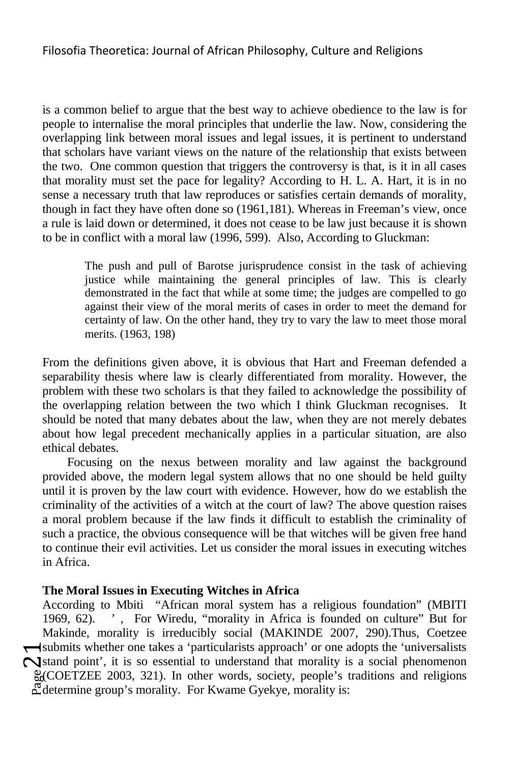is a common belief to argue that the best way to achieve obedience to the law is for people to internalise the moral principles that underlie the law. Now, considering the overlapping link between moral issues and legal issues, it is pertinent to understand that scholars have variant views on the nature of the relationship that exists between the two. One common question that triggers the controversy is that, is it in all cases that morality must set the pace for legality? According to H. L. A. Hart, it is in no sense a necessary truth that law reproduces or satisfies certain demands of morality, though in fact they have often done so (1961,181). Whereas in Freeman's view, once a rule is laid down or determined, it does not cease to be law just because it is shown to be in conflict with a moral law (1996, 599). Also, According to Gluckman:

> The push and pull of Barotse jurisprudence consist in the task of achieving justice while maintaining the general principles of law. This is clearly demonstrated in the fact that while at some time; the judges are compelled to go against their view of the moral merits of cases in order to meet the demand for certainty of law. On the other hand, they try to vary the law to meet those moral merits. (1963, 198)

From the definitions given above, it is obvious that Hart and Freeman defended a separability thesis where law is clearly differentiated from morality. However, the problem with these two scholars is that they failed to acknowledge the possibility of the overlapping relation between the two which I think Gluckman recognises. It should be noted that many debates about the law, when they are not merely debates about how legal precedent mechanically applies in a particular situation, are also ethical debates.

Focusing on the nexus between morality and law against the background provided above, the modern legal system allows that no one should be held guilty until it is proven by the law court with evidence. However, how do we establish the criminality of the activities of a witch at the court of law? The above question raises a moral problem because if the law finds it difficult to establish the criminality of such a practice, the obvious consequence will be that witches will be given free hand to continue their evil activities. Let us consider the moral issues in executing witches in Africa.

**The Moral Issues in Executing Witches in Africa**

According to Mbiti "African moral system has a religious foundation" (MBITI 1969, 62). ' , For Wiredu, "morality in Africa is founded on culture" But for Makinde, morality is irreducibly social (MAKINDE 2007, 290).Thus, Coetzee submits whether one takes a 'particularists approach' or one adopts the 'universalists stand point', it is so essential to understand that morality is a social phenomenon (COETZEE 2003, 321). In other words, society, people's traditions and religions determine group's morality. For Kwame Gyekye, morality is: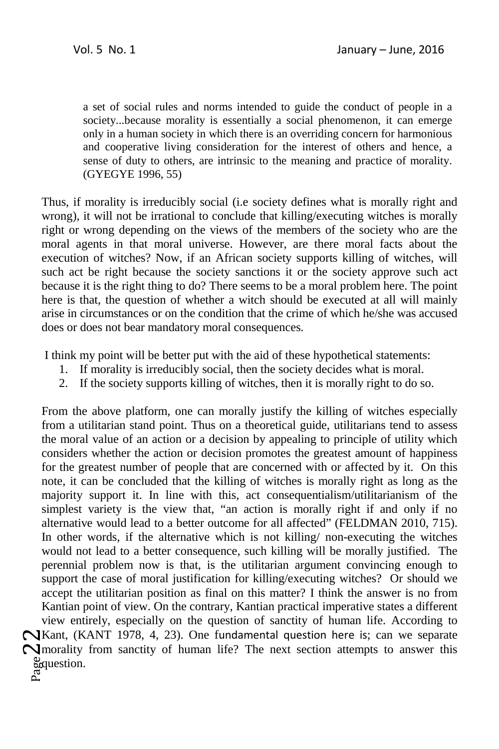> a set of social rules and norms intended to guide the conduct of people in a society...because morality is essentially a social phenomenon, it can emerge only in a human society in which there is an overriding concern for harmonious and cooperative living consideration for the interest of others and hence, a sense of duty to others, are intrinsic to the meaning and practice of morality. (GYEGYE 1996, 55)

Thus, if morality is irreducibly social (i.e society defines what is morally right and wrong), it will not be irrational to conclude that killing/executing witches is morally right or wrong depending on the views of the members of the society who are the moral agents in that moral universe. However, are there moral facts about the execution of witches? Now, if an African society supports killing of witches, will such act be right because the society sanctions it or the society approve such act because it is the right thing to do? There seems to be a moral problem here. The point here is that, the question of whether a witch should be executed at all will mainly arise in circumstances or on the condition that the crime of which he/she was accused does or does not bear mandatory moral consequences.

I think my point will be better put with the aid of these hypothetical statements:

1. If morality is irreducibly social, then the society decides what is moral.
2. If the society supports killing of witches, then it is morally right to do so.

From the above platform, one can morally justify the killing of witches especially from a utilitarian stand point. Thus on a theoretical guide, utilitarians tend to assess the moral value of an action or a decision by appealing to principle of utility which considers whether the action or decision promotes the greatest amount of happiness for the greatest number of people that are concerned with or affected by it. On this note, it can be concluded that the killing of witches is morally right as long as the majority support it. In line with this, act consequentialism/utilitarianism of the simplest variety is the view that, "an action is morally right if and only if no alternative would lead to a better outcome for all affected" (FELDMAN 2010, 715). In other words, if the alternative which is not killing/ non-executing the witches would not lead to a better consequence, such killing will be morally justified. The perennial problem now is that, is the utilitarian argument convincing enough to support the case of moral justification for killing/executing witches? Or should we accept the utilitarian position as final on this matter? I think the answer is no from Kantian point of view. On the contrary, Kantian practical imperative states a different view entirely, especially on the question of sanctity of human life. According to Kant, (KANT 1978, 4, 23). One fundamental question here is; can we separate morality from sanctity of human life? The next section attempts to answer this question.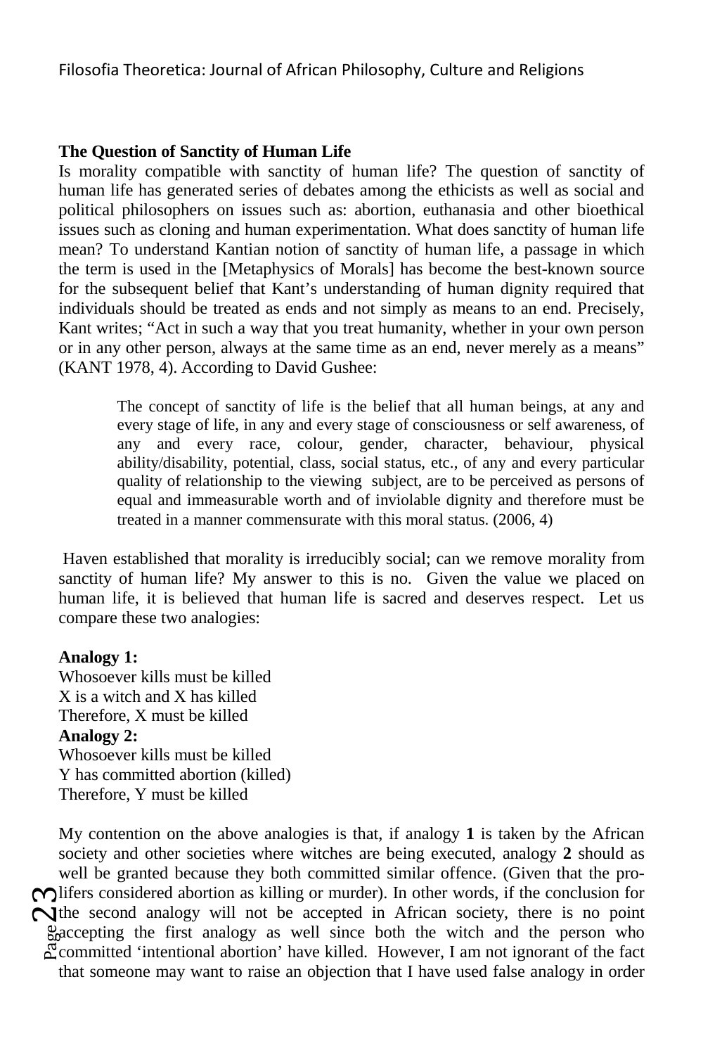## The Question of Sanctity of Human Life

Is morality compatible with sanctity of human life? The question of sanctity of human life has generated series of debates among the ethicists as well as social and political philosophers on issues such as: abortion, euthanasia and other bioethical issues such as cloning and human experimentation. What does sanctity of human life mean? To understand Kantian notion of sanctity of human life, a passage in which the term is used in the [Metaphysics of Morals] has become the best-known source for the subsequent belief that Kant's understanding of human dignity required that individuals should be treated as ends and not simply as means to an end. Precisely, Kant writes; "Act in such a way that you treat humanity, whether in your own person or in any other person, always at the same time as an end, never merely as a means" (KANT 1978, 4). According to David Gushee:

> The concept of sanctity of life is the belief that all human beings, at any and every stage of life, in any and every stage of consciousness or self awareness, of any and every race, colour, gender, character, behaviour, physical ability/disability, potential, class, social status, etc., of any and every particular quality of relationship to the viewing subject, are to be perceived as persons of equal and immeasurable worth and of inviolable dignity and therefore must be treated in a manner commensurate with this moral status. (2006, 4)

Haven established that morality is irreducibly social; can we remove morality from sanctity of human life? My answer to this is no. Given the value we placed on human life, it is believed that human life is sacred and deserves respect. Let us compare these two analogies:

**Analogy 1:**
Whosoever kills must be killed
X is a witch and X has killed
Therefore, X must be killed

**Analogy 2:**
Whosoever kills must be killed
Y has committed abortion (killed)
Therefore, Y must be killed

My contention on the above analogies is that, if analogy **1** is taken by the African society and other societies where witches are being executed, analogy **2** should as well be granted because they both committed similar offence. (Given that the pro-lifers considered abortion as killing or murder). In other words, if the conclusion for the second analogy will not be accepted in African society, there is no point accepting the first analogy as well since both the witch and the person who committed 'intentional abortion' have killed. However, I am not ignorant of the fact that someone may want to raise an objection that I have used false analogy in order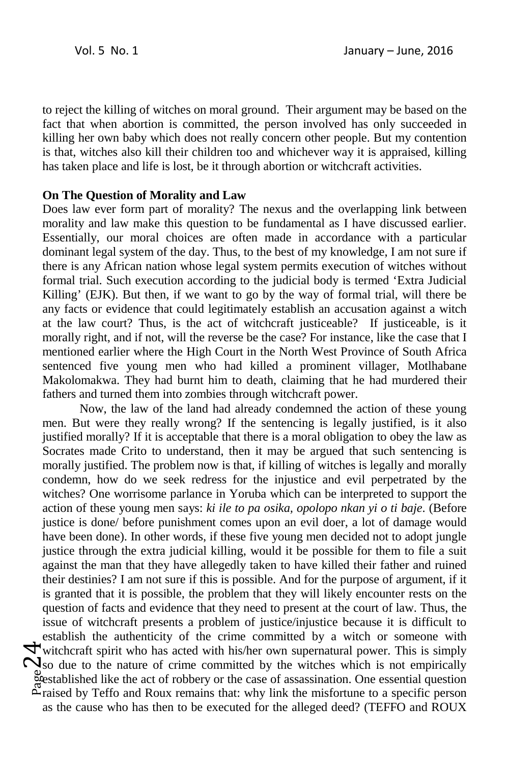to reject the killing of witches on moral ground. Their argument may be based on the fact that when abortion is committed, the person involved has only succeeded in killing her own baby which does not really concern other people. But my contention is that, witches also kill their children too and whichever way it is appraised, killing has taken place and life is lost, be it through abortion or witchcraft activities.

**On The Question of Morality and Law**

Does law ever form part of morality? The nexus and the overlapping link between morality and law make this question to be fundamental as I have discussed earlier. Essentially, our moral choices are often made in accordance with a particular dominant legal system of the day. Thus, to the best of my knowledge, I am not sure if there is any African nation whose legal system permits execution of witches without formal trial. Such execution according to the judicial body is termed 'Extra Judicial Killing' (EJK). But then, if we want to go by the way of formal trial, will there be any facts or evidence that could legitimately establish an accusation against a witch at the law court? Thus, is the act of witchcraft justiceable? If justiceable, is it morally right, and if not, will the reverse be the case? For instance, like the case that I mentioned earlier where the High Court in the North West Province of South Africa sentenced five young men who had killed a prominent villager, Motlhabane Makolomakwa. They had burnt him to death, claiming that he had murdered their fathers and turned them into zombies through witchcraft power.

Now, the law of the land had already condemned the action of these young men. But were they really wrong? If the sentencing is legally justified, is it also justified morally? If it is acceptable that there is a moral obligation to obey the law as Socrates made Crito to understand, then it may be argued that such sentencing is morally justified. The problem now is that, if killing of witches is legally and morally condemn, how do we seek redress for the injustice and evil perpetrated by the witches? One worrisome parlance in Yoruba which can be interpreted to support the action of these young men says: *ki ile to pa osika, opolopo nkan yi o ti baje*. (Before justice is done/ before punishment comes upon an evil doer, a lot of damage would have been done). In other words, if these five young men decided not to adopt jungle justice through the extra judicial killing, would it be possible for them to file a suit against the man that they have allegedly taken to have killed their father and ruined their destinies? I am not sure if this is possible. And for the purpose of argument, if it is granted that it is possible, the problem that they will likely encounter rests on the question of facts and evidence that they need to present at the court of law. Thus, the issue of witchcraft presents a problem of justice/injustice because it is difficult to establish the authenticity of the crime committed by a witch or someone with witchcraft spirit who has acted with his/her own supernatural power. This is simply so due to the nature of crime committed by the witches which is not empirically established like the act of robbery or the case of assassination. One essential question raised by Teffo and Roux remains that: why link the misfortune to a specific person as the cause who has then to be executed for the alleged deed? (TEFFO and ROUX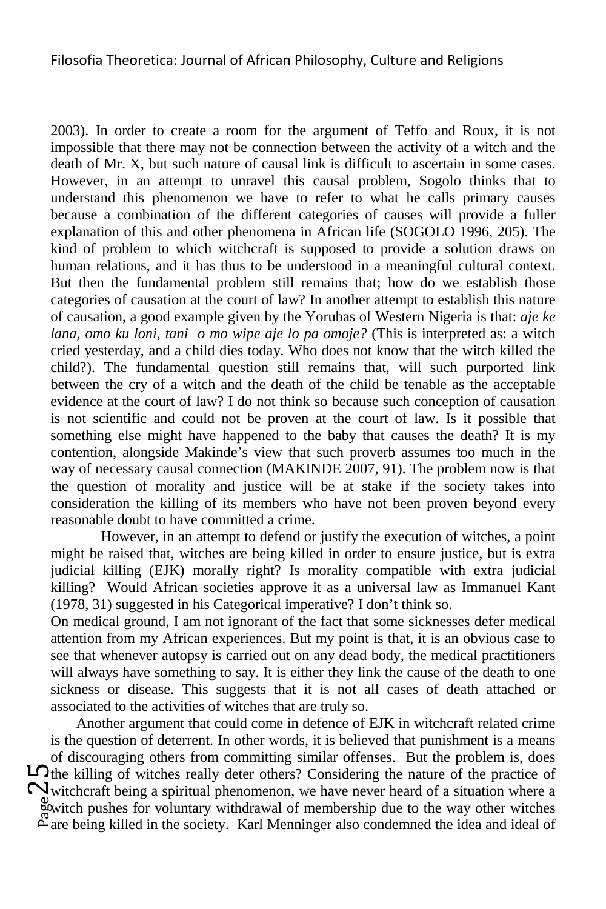2003). In order to create a room for the argument of Teffo and Roux, it is not impossible that there may not be connection between the activity of a witch and the death of Mr. X, but such nature of causal link is difficult to ascertain in some cases. However, in an attempt to unravel this causal problem, Sogolo thinks that to understand this phenomenon we have to refer to what he calls primary causes because a combination of the different categories of causes will provide a fuller explanation of this and other phenomena in African life (SOGOLO 1996, 205). The kind of problem to which witchcraft is supposed to provide a solution draws on human relations, and it has thus to be understood in a meaningful cultural context. But then the fundamental problem still remains that; how do we establish those categories of causation at the court of law? In another attempt to establish this nature of causation, a good example given by the Yorubas of Western Nigeria is that: *aje ke lana, omo ku loni, tani o mo wipe aje lo pa omoje?* (This is interpreted as: a witch cried yesterday, and a child dies today. Who does not know that the witch killed the child?). The fundamental question still remains that, will such purported link between the cry of a witch and the death of the child be tenable as the acceptable evidence at the court of law? I do not think so because such conception of causation is not scientific and could not be proven at the court of law. Is it possible that something else might have happened to the baby that causes the death? It is my contention, alongside Makinde's view that such proverb assumes too much in the way of necessary causal connection (MAKINDE 2007, 91). The problem now is that the question of morality and justice will be at stake if the society takes into consideration the killing of its members who have not been proven beyond every reasonable doubt to have committed a crime.

However, in an attempt to defend or justify the execution of witches, a point might be raised that, witches are being killed in order to ensure justice, but is extra judicial killing (EJK) morally right? Is morality compatible with extra judicial killing? Would African societies approve it as a universal law as Immanuel Kant (1978, 31) suggested in his Categorical imperative? I don't think so.

On medical ground, I am not ignorant of the fact that some sicknesses defer medical attention from my African experiences. But my point is that, it is an obvious case to see that whenever autopsy is carried out on any dead body, the medical practitioners will always have something to say. It is either they link the cause of the death to one sickness or disease. This suggests that it is not all cases of death attached or associated to the activities of witches that are truly so.

Another argument that could come in defence of EJK in witchcraft related crime is the question of deterrent. In other words, it is believed that punishment is a means of discouraging others from committing similar offenses. But the problem is, does the killing of witches really deter others? Considering the nature of the practice of witchcraft being a spiritual phenomenon, we have never heard of a situation where a witch pushes for voluntary withdrawal of membership due to the way other witches are being killed in the society. Karl Menninger also condemned the idea and ideal of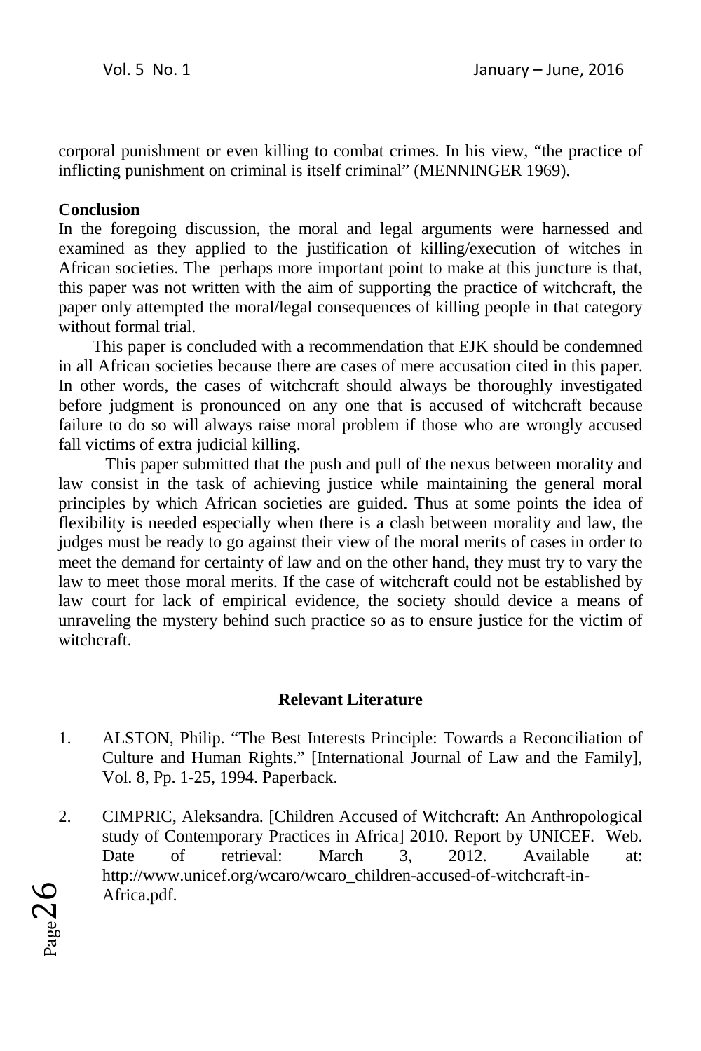corporal punishment or even killing to combat crimes. In his view, "the practice of inflicting punishment on criminal is itself criminal" (MENNINGER 1969).

**Conclusion**

In the foregoing discussion, the moral and legal arguments were harnessed and examined as they applied to the justification of killing/execution of witches in African societies. The perhaps more important point to make at this juncture is that, this paper was not written with the aim of supporting the practice of witchcraft, the paper only attempted the moral/legal consequences of killing people in that category without formal trial.

This paper is concluded with a recommendation that EJK should be condemned in all African societies because there are cases of mere accusation cited in this paper. In other words, the cases of witchcraft should always be thoroughly investigated before judgment is pronounced on any one that is accused of witchcraft because failure to do so will always raise moral problem if those who are wrongly accused fall victims of extra judicial killing.

This paper submitted that the push and pull of the nexus between morality and law consist in the task of achieving justice while maintaining the general moral principles by which African societies are guided. Thus at some points the idea of flexibility is needed especially when there is a clash between morality and law, the judges must be ready to go against their view of the moral merits of cases in order to meet the demand for certainty of law and on the other hand, they must try to vary the law to meet those moral merits. If the case of witchcraft could not be established by law court for lack of empirical evidence, the society should device a means of unraveling the mystery behind such practice so as to ensure justice for the victim of witchcraft.

**Relevant Literature**

1. ALSTON, Philip. "The Best Interests Principle: Towards a Reconciliation of Culture and Human Rights." [International Journal of Law and the Family], Vol. 8, Pp. 1-25, 1994. Paperback.

2. CIMPRIC, Aleksandra. [Children Accused of Witchcraft: An Anthropological study of Contemporary Practices in Africa] 2010. Report by UNICEF. Web. Date of retrieval: March 3, 2012. Available at: http://www.unicef.org/wcaro/wcaro_children-accused-of-witchcraft-in-Africa.pdf.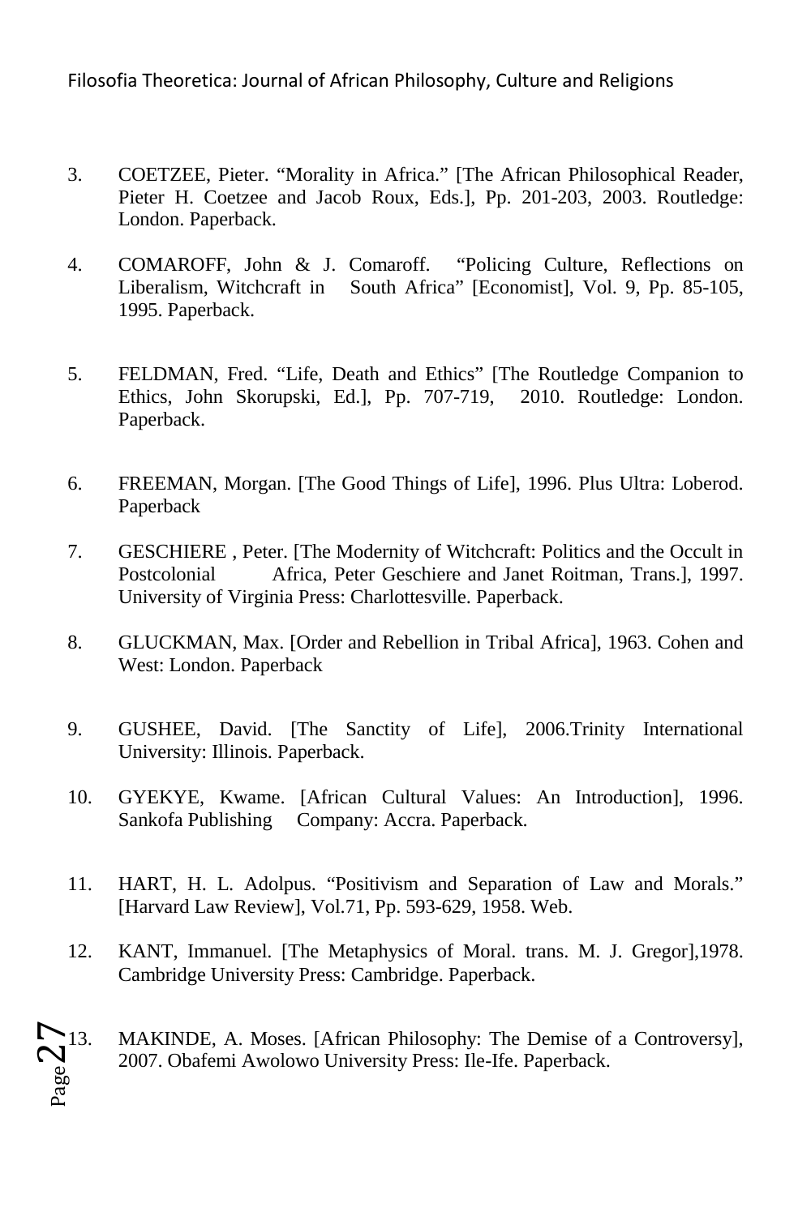3. COETZEE, Pieter. “Morality in Africa.” [The African Philosophical Reader, Pieter H. Coetzee and Jacob Roux, Eds.], Pp. 201-203, 2003. Routledge: London. Paperback.

4. COMAROFF, John & J. Comaroff. “Policing Culture, Reflections on Liberalism, Witchcraft in South Africa” [Economist], Vol. 9, Pp. 85-105, 1995. Paperback.

5. FELDMAN, Fred. “Life, Death and Ethics” [The Routledge Companion to Ethics, John Skorupski, Ed.], Pp. 707-719, 2010. Routledge: London. Paperback.

6. FREEMAN, Morgan. [The Good Things of Life], 1996. Plus Ultra: Loberod. Paperback

7. GESCHIERE , Peter. [The Modernity of Witchcraft: Politics and the Occult in Postcolonial Africa, Peter Geschiere and Janet Roitman, Trans.], 1997. University of Virginia Press: Charlottesville. Paperback.

8. GLUCKMAN, Max. [Order and Rebellion in Tribal Africa], 1963. Cohen and West: London. Paperback

9. GUSHEE, David. [The Sanctity of Life], 2006.Trinity International University: Illinois. Paperback.

10. GYEKYE, Kwame. [African Cultural Values: An Introduction], 1996. Sankofa Publishing Company: Accra. Paperback.

11. HART, H. L. Adolpus. “Positivism and Separation of Law and Morals.” [Harvard Law Review], Vol.71, Pp. 593-629, 1958. Web.

12. KANT, Immanuel. [The Metaphysics of Moral. trans. M. J. Gregor],1978. Cambridge University Press: Cambridge. Paperback.

13. MAKINDE, A. Moses. [African Philosophy: The Demise of a Controversy], 2007. Obafemi Awolowo University Press: Ile-Ife. Paperback.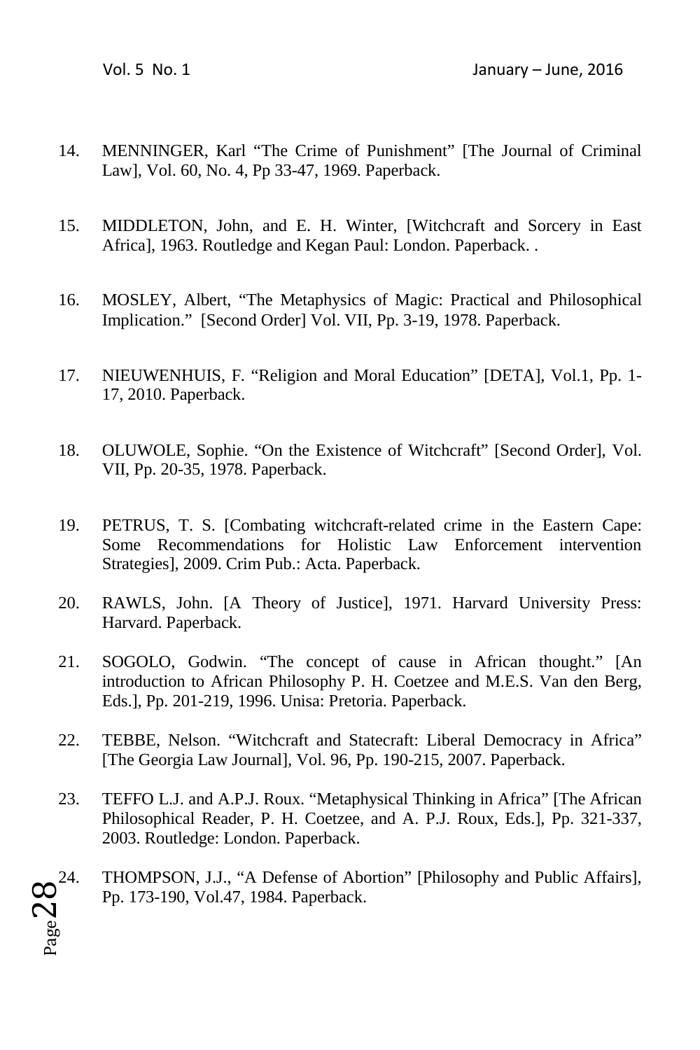14. MENNINGER, Karl "The Crime of Punishment" [The Journal of Criminal Law], Vol. 60, No. 4, Pp 33-47, 1969. Paperback.

15. MIDDLETON, John, and E. H. Winter, [Witchcraft and Sorcery in East Africa], 1963. Routledge and Kegan Paul: London. Paperback. .

16. MOSLEY, Albert, "The Metaphysics of Magic: Practical and Philosophical Implication." [Second Order] Vol. VII, Pp. 3-19, 1978. Paperback.

17. NIEUWENHUIS, F. "Religion and Moral Education" [DETA], Vol.1, Pp. 1-17, 2010. Paperback.

18. OLUWOLE, Sophie. "On the Existence of Witchcraft" [Second Order], Vol. VII, Pp. 20-35, 1978. Paperback.

19. PETRUS, T. S. [Combating witchcraft-related crime in the Eastern Cape: Some Recommendations for Holistic Law Enforcement intervention Strategies], 2009. Crim Pub.: Acta. Paperback.

20. RAWLS, John. [A Theory of Justice], 1971. Harvard University Press: Harvard. Paperback.

21. SOGOLO, Godwin. "The concept of cause in African thought." [An introduction to African Philosophy P. H. Coetzee and M.E.S. Van den Berg, Eds.], Pp. 201-219, 1996. Unisa: Pretoria. Paperback.

22. TEBBE, Nelson. "Witchcraft and Statecraft: Liberal Democracy in Africa" [The Georgia Law Journal], Vol. 96, Pp. 190-215, 2007. Paperback.

23. TEFFO L.J. and A.P.J. Roux. "Metaphysical Thinking in Africa" [The African Philosophical Reader, P. H. Coetzee, and A. P.J. Roux, Eds.], Pp. 321-337, 2003. Routledge: London. Paperback.

24. THOMPSON, J.J., "A Defense of Abortion" [Philosophy and Public Affairs], Pp. 173-190, Vol.47, 1984. Paperback.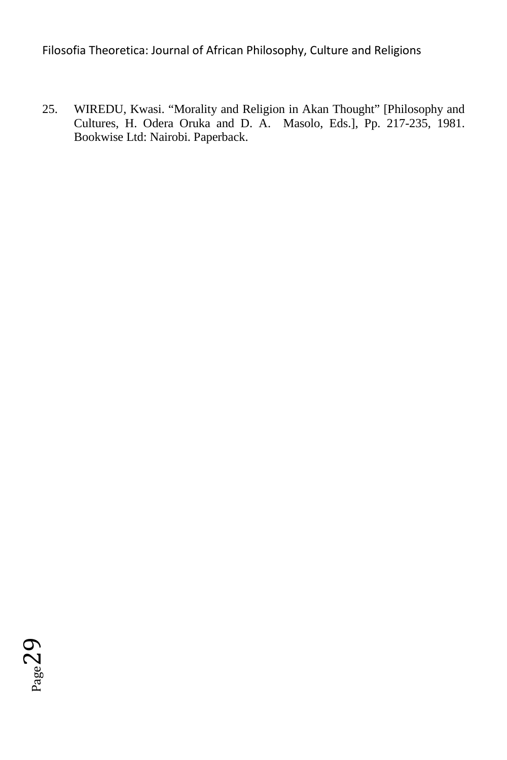25. WIREDU, Kwasi. “Morality and Religion in Akan Thought” [Philosophy and Cultures, H. Odera Oruka and D. A. Masolo, Eds.], Pp. 217-235, 1981. Bookwise Ltd: Nairobi. Paperback.